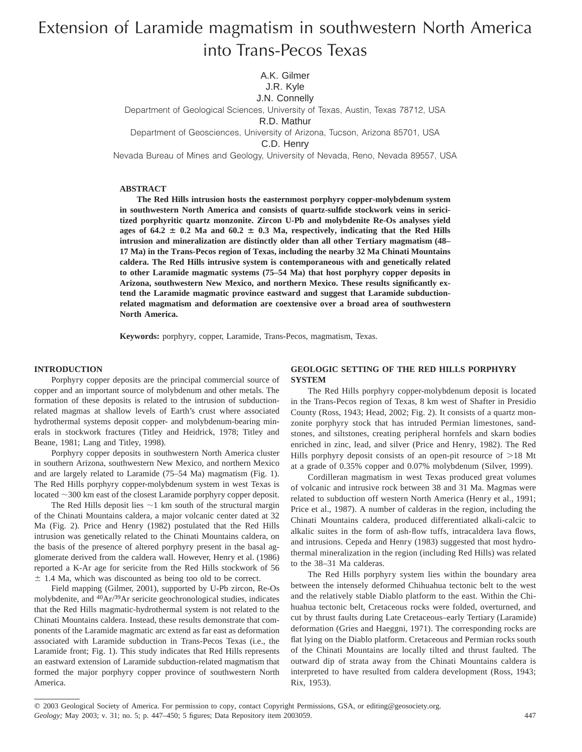# Extension of Laramide magmatism in southwestern North America into Trans-Pecos Texas

A.K. Gilmer
J.R. Kyle
J.N. Connelly
Department of Geological Sciences, University of Texas, Austin, Texas 78712, USA
R.D. Mathur
Department of Geosciences, University of Arizona, Tucson, Arizona 85701, USA
C.D. Henry
Nevada Bureau of Mines and Geology, University of Nevada, Reno, Nevada 89557, USA

## ABSTRACT

**The Red Hills intrusion hosts the easternmost porphyry copper-molybdenum system in southwestern North America and consists of quartz-sulfide stockwork veins in sericitized porphyritic quartz monzonite. Zircon U-Pb and molybdenite Re-Os analyses yield ages of 64.2 ± 0.2 Ma and 60.2 ± 0.3 Ma, respectively, indicating that the Red Hills intrusion and mineralization are distinctly older than all other Tertiary magmatism (48–17 Ma) in the Trans-Pecos region of Texas, including the nearby 32 Ma Chinati Mountains caldera. The Red Hills intrusive system is contemporaneous with and genetically related to other Laramide magmatic systems (75–54 Ma) that host porphyry copper deposits in Arizona, southwestern New Mexico, and northern Mexico. These results significantly extend the Laramide magmatic province eastward and suggest that Laramide subduction-related magmatism and deformation are coextensive over a broad area of southwestern North America.**

**Keywords:** porphyry, copper, Laramide, Trans-Pecos, magmatism, Texas.

## INTRODUCTION

Porphyry copper deposits are the principal commercial source of copper and an important source of molybdenum and other metals. The formation of these deposits is related to the intrusion of subduction-related magmas at shallow levels of Earth's crust where associated hydrothermal systems deposit copper- and molybdenum-bearing minerals in stockwork fractures (Titley and Heidrick, 1978; Titley and Beane, 1981; Lang and Titley, 1998).

Porphyry copper deposits in southwestern North America cluster in southern Arizona, southwestern New Mexico, and northern Mexico and are largely related to Laramide (75–54 Ma) magmatism (Fig. 1). The Red Hills porphyry copper-molybdenum system in west Texas is located ~300 km east of the closest Laramide porphyry copper deposit.

The Red Hills deposit lies ~1 km south of the structural margin of the Chinati Mountains caldera, a major volcanic center dated at 32 Ma (Fig. 2). Price and Henry (1982) postulated that the Red Hills intrusion was genetically related to the Chinati Mountains caldera, on the basis of the presence of altered porphyry present in the basal agglomerate derived from the caldera wall. However, Henry et al. (1986) reported a K-Ar age for sericite from the Red Hills stockwork of 56 ± 1.4 Ma, which was discounted as being too old to be correct.

Field mapping (Gilmer, 2001), supported by U-Pb zircon, Re-Os molybdenite, and $^{40}Ar/^{39}Ar$ sericite geochronological studies, indicates that the Red Hills magmatic-hydrothermal system is not related to the Chinati Mountains caldera. Instead, these results demonstrate that components of the Laramide magmatic arc extend as far east as deformation associated with Laramide subduction in Trans-Pecos Texas (i.e., the Laramide front; Fig. 1). This study indicates that Red Hills represents an eastward extension of Laramide subduction-related magmatism that formed the major porphyry copper province of southwestern North America.

## GEOLOGIC SETTING OF THE RED HILLS PORPHYRY SYSTEM

The Red Hills porphyry copper-molybdenum deposit is located in the Trans-Pecos region of Texas, 8 km west of Shafter in Presidio County (Ross, 1943; Head, 2002; Fig. 2). It consists of a quartz monzonite porphyry stock that has intruded Permian limestones, sandstones, and siltstones, creating peripheral hornfels and skarn bodies enriched in zinc, lead, and silver (Price and Henry, 1982). The Red Hills porphyry deposit consists of an open-pit resource of >18 Mt at a grade of 0.35% copper and 0.07% molybdenum (Silver, 1999).

Cordilleran magmatism in west Texas produced great volumes of volcanic and intrusive rock between 38 and 31 Ma. Magmas were related to subduction off western North America (Henry et al., 1991; Price et al., 1987). A number of calderas in the region, including the Chinati Mountains caldera, produced differentiated alkali-calcic to alkalic suites in the form of ash-flow tuffs, intracaldera lava flows, and intrusions. Cepeda and Henry (1983) suggested that most hydrothermal mineralization in the region (including Red Hills) was related to the 38–31 Ma calderas.

The Red Hills porphyry system lies within the boundary area between the intensely deformed Chihuahua tectonic belt to the west and the relatively stable Diablo platform to the east. Within the Chihuahua tectonic belt, Cretaceous rocks were folded, overturned, and cut by thrust faults during Late Cretaceous–early Tertiary (Laramide) deformation (Gries and Haeggni, 1971). The corresponding rocks are flat lying on the Diablo platform. Cretaceous and Permian rocks south of the Chinati Mountains are locally tilted and thrust faulted. The outward dip of strata away from the Chinati Mountains caldera is interpreted to have resulted from caldera development (Ross, 1943; Rix, 1953).

© 2003 Geological Society of America. For permission to copy, contact Copyright Permissions, GSA, or editing@geosociety.org.
*Geology;* May 2003; v. 31; no. 5; p. 447–450; 5 figures; Data Repository item 2003059.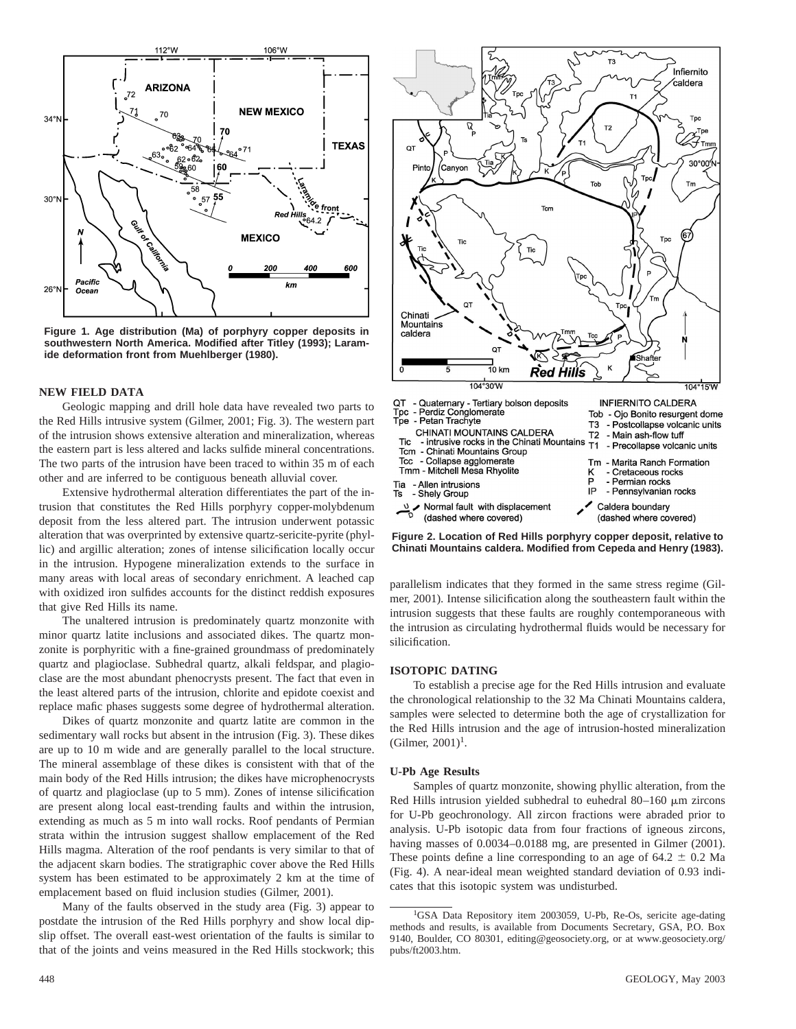Figure 1. Age distribution (Ma) of porphyry copper deposits in southwestern North America. Modified after Titley (1993); Laramide deformation front from Muehlberger (1980).

## NEW FIELD DATA

Geologic mapping and drill hole data have revealed two parts to the Red Hills intrusive system (Gilmer, 2001; Fig. 3). The western part of the intrusion shows extensive alteration and mineralization, whereas the eastern part is less altered and lacks sulfide mineral concentrations. The two parts of the intrusion have been traced to within 35 m of each other and are inferred to be contiguous beneath alluvial cover.

Extensive hydrothermal alteration differentiates the part of the intrusion that constitutes the Red Hills porphyry copper-molybdenum deposit from the less altered part. The intrusion underwent potassic alteration that was overprinted by extensive quartz-sericite-pyrite (phyllic) and argillic alteration; zones of intense silicification locally occur in the intrusion. Hypogene mineralization extends to the surface in many areas with local areas of secondary enrichment. A leached cap with oxidized iron sulfides accounts for the distinct reddish exposures that give Red Hills its name.

The unaltered intrusion is predominately quartz monzonite with minor quartz latite inclusions and associated dikes. The quartz monzonite is porphyritic with a fine-grained groundmass of predominately quartz and plagioclase. Subhedral quartz, alkali feldspar, and plagioclase are the most abundant phenocrysts present. The fact that even in the least altered parts of the intrusion, chlorite and epidote coexist and replace mafic phases suggests some degree of hydrothermal alteration.

Dikes of quartz monzonite and quartz latite are common in the sedimentary wall rocks but absent in the intrusion (Fig. 3). These dikes are up to 10 m wide and are generally parallel to the local structure. The mineral assemblage of these dikes is consistent with that of the main body of the Red Hills intrusion; the dikes have microphenocrysts of quartz and plagioclase (up to 5 mm). Zones of intense silicification are present along local east-trending faults and within the intrusion, extending as much as 5 m into wall rocks. Roof pendants of Permian strata within the intrusion suggest shallow emplacement of the Red Hills magma. Alteration of the roof pendants is very similar to that of the adjacent skarn bodies. The stratigraphic cover above the Red Hills system has been estimated to be approximately 2 km at the time of emplacement based on fluid inclusion studies (Gilmer, 2001).

Many of the faults observed in the study area (Fig. 3) appear to postdate the intrusion of the Red Hills porphyry and show local dip-slip offset. The overall east-west orientation of the faults is similar to that of the joints and veins measured in the Red Hills stockwork; this parallelism indicates that they formed in the same stress regime (Gilmer, 2001). Intense silicification along the southeastern fault within the intrusion suggests that these faults are roughly contemporaneous with the intrusion as circulating hydrothermal fluids would be necessary for silicification.

Figure 2. Location of Red Hills porphyry copper deposit, relative to Chinati Mountains caldera. Modified from Cepeda and Henry (1983).

## ISOTOPIC DATING

To establish a precise age for the Red Hills intrusion and evaluate the chronological relationship to the 32 Ma Chinati Mountains caldera, samples were selected to determine both the age of crystallization for the Red Hills intrusion and the age of intrusion-hosted mineralization (Gilmer, 2001)[1].

### U-Pb Age Results

Samples of quartz monzonite, showing phyllic alteration, from the Red Hills intrusion yielded subhedral to euhedral 80–160 $\mu$m zircons for U-Pb geochronology. All zircon fractions were abraded prior to analysis. U-Pb isotopic data from four fractions of igneous zircons, having masses of 0.0034–0.0188 mg, are presented in Gilmer (2001). These points define a line corresponding to an age of $64.2 \pm 0.2$ Ma (Fig. 4). A near-ideal mean weighted standard deviation of 0.93 indicates that this isotopic system was undisturbed.

[1]GSA Data Repository item 2003059, U-Pb, Re-Os, sericite age-dating methods and results, is available from Documents Secretary, GSA, P.O. Box 9140, Boulder, CO 80301, editing@geosociety.org, or at www.geosociety.org/pubs/ft2003.htm.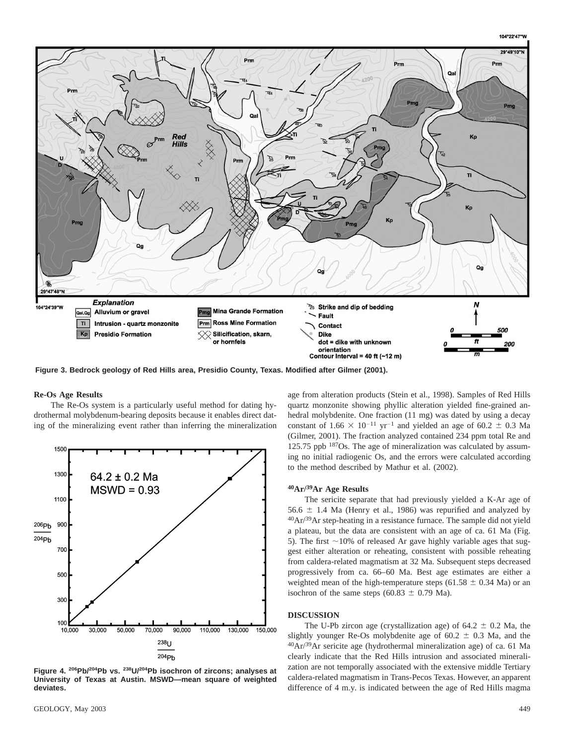Figure 3. Bedrock geology of Red Hills area, Presidio County, Texas. Modified after Gilmer (2001).

Figure 4. $^{206}Pb/^{204}Pb$ vs. $^{238}U/^{204}Pb$ isochron of zircons; analyses at University of Texas at Austin. MSWD—mean square of weighted deviates.

### Re-Os Age Results

The Re-Os system is a particularly useful method for dating hydrothermal molybdenum-bearing deposits because it enables direct dating of the mineralizing event rather than inferring the mineralization age from alteration products (Stein et al., 1998). Samples of Red Hills quartz monzonite showing phyllic alteration yielded fine-grained anhedral molybdenite. One fraction (11 mg) was dated by using a decay constant of $1.66 \times 10^{-11}$ yr$^{-1}$ and yielded an age of 60.2 ± 0.3 Ma (Gilmer, 2001). The fraction analyzed contained 234 ppm total Re and 125.75 ppb $^{187}$Os. The age of mineralization was calculated by assuming no initial radiogenic Os, and the errors were calculated according to the method described by Mathur et al. (2002).

### $^{40}Ar/^{39}Ar$ Age Results

The sericite separate that had previously yielded a K-Ar age of 56.6 ± 1.4 Ma (Henry et al., 1986) was repurified and analyzed by $^{40}Ar/^{39}Ar$ step-heating in a resistance furnace. The sample did not yield a plateau, but the data are consistent with an age of ca. 61 Ma (Fig. 5). The first ~10% of released Ar gave highly variable ages that suggest either alteration or reheating, consistent with possible reheating from caldera-related magmatism at 32 Ma. Subsequent steps decreased progressively from ca. 66–60 Ma. Best age estimates are either a weighted mean of the high-temperature steps (61.58 ± 0.34 Ma) or an isochron of the same steps (60.83 ± 0.79 Ma).

## DISCUSSION

The U-Pb zircon age (crystallization age) of 64.2 ± 0.2 Ma, the slightly younger Re-Os molybdenite age of 60.2 ± 0.3 Ma, and the $^{40}Ar/^{39}Ar$ sericite age (hydrothermal mineralization age) of ca. 61 Ma clearly indicate that the Red Hills intrusion and associated mineralization are not temporally associated with the extensive middle Tertiary caldera-related magmatism in Trans-Pecos Texas. However, an apparent difference of 4 m.y. is indicated between the age of Red Hills magma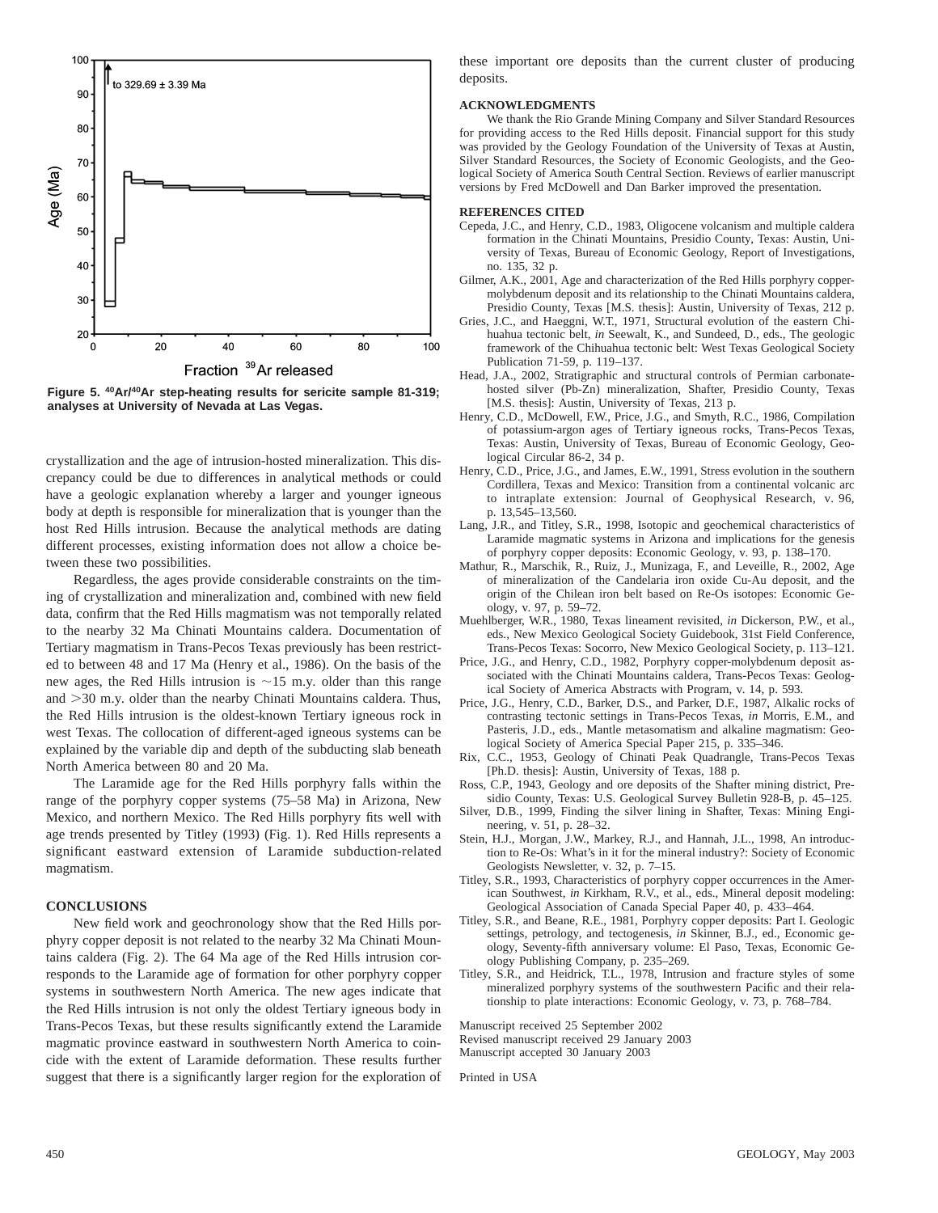100
90
80
70
60
50
40
30
20
Age (Ma)
0
20
40
60
80
100
Fraction $^{39}$Ar released
to 329.69 ± 3.39 Ma

**Figure 5. $^{40}$Ar/$^{40}$Ar step-heating results for sericite sample 81-319; analyses at University of Nevada at Las Vegas.**

crystallization and the age of intrusion-hosted mineralization. This discrepancy could be due to differences in analytical methods or could have a geologic explanation whereby a larger and younger igneous body at depth is responsible for mineralization that is younger than the host Red Hills intrusion. Because the analytical methods are dating different processes, existing information does not allow a choice between these two possibilities.

Regardless, the ages provide considerable constraints on the timing of crystallization and mineralization and, combined with new field data, confirm that the Red Hills magmatism was not temporally related to the nearby 32 Ma Chinati Mountains caldera. Documentation of Tertiary magmatism in Trans-Pecos Texas previously has been restricted to between 48 and 17 Ma (Henry et al., 1986). On the basis of the new ages, the Red Hills intrusion is ~15 m.y. older than this range and >30 m.y. older than the nearby Chinati Mountains caldera. Thus, the Red Hills intrusion is the oldest-known Tertiary igneous rock in west Texas. The collocation of different-aged igneous systems can be explained by the variable dip and depth of the subducting slab beneath North America between 80 and 20 Ma.

The Laramide age for the Red Hills porphyry falls within the range of the porphyry copper systems (75–58 Ma) in Arizona, New Mexico, and northern Mexico. The Red Hills porphyry fits well with age trends presented by Titley (1993) (Fig. 1). Red Hills represents a significant eastward extension of Laramide subduction-related magmatism.

## CONCLUSIONS

New field work and geochronology show that the Red Hills porphyry copper deposit is not related to the nearby 32 Ma Chinati Mountains caldera (Fig. 2). The 64 Ma age of the Red Hills intrusion corresponds to the Laramide age of formation for other porphyry copper systems in southwestern North America. The new ages indicate that the Red Hills intrusion is not only the oldest Tertiary igneous body in Trans-Pecos Texas, but these results significantly extend the Laramide magmatic province eastward in southwestern North America to coincide with the extent of Laramide deformation. These results further suggest that there is a significantly larger region for the exploration of these important ore deposits than the current cluster of producing deposits.

## ACKNOWLEDGMENTS

We thank the Rio Grande Mining Company and Silver Standard Resources for providing access to the Red Hills deposit. Financial support for this study was provided by the Geology Foundation of the University of Texas at Austin, Silver Standard Resources, the Society of Economic Geologists, and the Geological Society of America South Central Section. Reviews of earlier manuscript versions by Fred McDowell and Dan Barker improved the presentation.

## REFERENCES CITED

Cepeda, J.C., and Henry, C.D., 1983, Oligocene volcanism and multiple caldera formation in the Chinati Mountains, Presidio County, Texas: Austin, University of Texas, Bureau of Economic Geology, Report of Investigations, no. 135, 32 p.

Gilmer, A.K., 2001, Age and characterization of the Red Hills porphyry copper-molybdenum deposit and its relationship to the Chinati Mountains caldera, Presidio County, Texas [M.S. thesis]: Austin, University of Texas, 212 p.

Gries, J.C., and Haeggni, W.T., 1971, Structural evolution of the eastern Chihuahua tectonic belt, *in* Seewalt, K., and Sundeed, D., eds., The geologic framework of the Chihuahua tectonic belt: West Texas Geological Society Publication 71-59, p. 119–137.

Head, J.A., 2002, Stratigraphic and structural controls of Permian carbonate-hosted silver (Pb-Zn) mineralization, Shafter, Presidio County, Texas [M.S. thesis]: Austin, University of Texas, 213 p.

Henry, C.D., McDowell, F.W., Price, J.G., and Smyth, R.C., 1986, Compilation of potassium-argon ages of Tertiary igneous rocks, Trans-Pecos Texas, Texas: Austin, University of Texas, Bureau of Economic Geology, Geological Circular 86-2, 34 p.

Henry, C.D., Price, J.G., and James, E.W., 1991, Stress evolution in the southern Cordillera, Texas and Mexico: Transition from a continental volcanic arc to intraplate extension: Journal of Geophysical Research, v. 96, p. 13,545–13,560.

Lang, J.R., and Titley, S.R., 1998, Isotopic and geochemical characteristics of Laramide magmatic systems in Arizona and implications for the genesis of porphyry copper deposits: Economic Geology, v. 93, p. 138–170.

Mathur, R., Marschik, R., Ruiz, J., Munizaga, F., and Leveille, R., 2002, Age of mineralization of the Candelaria iron oxide Cu-Au deposit, and the origin of the Chilean iron belt based on Re-Os isotopes: Economic Geology, v. 97, p. 59–72.

Muehlberger, W.R., 1980, Texas lineament revisited, *in* Dickerson, P.W., et al., eds., New Mexico Geological Society Guidebook, 31st Field Conference, Trans-Pecos Texas: Socorro, New Mexico Geological Society, p. 113–121.

Price, J.G., and Henry, C.D., 1982, Porphyry copper-molybdenum deposit associated with the Chinati Mountains caldera, Trans-Pecos Texas: Geological Society of America Abstracts with Program, v. 14, p. 593.

Price, J.G., Henry, C.D., Barker, D.S., and Parker, D.F., 1987, Alkalic rocks of contrasting tectonic settings in Trans-Pecos Texas, *in* Morris, E.M., and Pasteris, J.D., eds., Mantle metasomatism and alkaline magmatism: Geological Society of America Special Paper 215, p. 335–346.

Rix, C.C., 1953, Geology of Chinati Peak Quadrangle, Trans-Pecos Texas [Ph.D. thesis]: Austin, University of Texas, 188 p.

Ross, C.P., 1943, Geology and ore deposits of the Shafter mining district, Presidio County, Texas: U.S. Geological Survey Bulletin 928-B, p. 45–125.

Silver, D.B., 1999, Finding the silver lining in Shafter, Texas: Mining Engineering, v. 51, p. 28–32.

Stein, H.J., Morgan, J.W., Markey, R.J., and Hannah, J.L., 1998, An introduction to Re-Os: What's in it for the mineral industry?: Society of Economic Geologists Newsletter, v. 32, p. 7–15.

Titley, S.R., 1993, Characteristics of porphyry copper occurrences in the American Southwest, *in* Kirkham, R.V., et al., eds., Mineral deposit modeling: Geological Association of Canada Special Paper 40, p. 433–464.

Titley, S.R., and Beane, R.E., 1981, Porphyry copper deposits: Part I. Geologic settings, petrology, and tectogenesis, *in* Skinner, B.J., ed., Economic geology, Seventy-fifth anniversary volume: El Paso, Texas, Economic Geology Publishing Company, p. 235–269.

Titley, S.R., and Heidrick, T.L., 1978, Intrusion and fracture styles of some mineralized porphyry systems of the southwestern Pacific and their relationship to plate interactions: Economic Geology, v. 73, p. 768–784.

Manuscript received 25 September 2002
Revised manuscript received 29 January 2003
Manuscript accepted 30 January 2003

Printed in USA